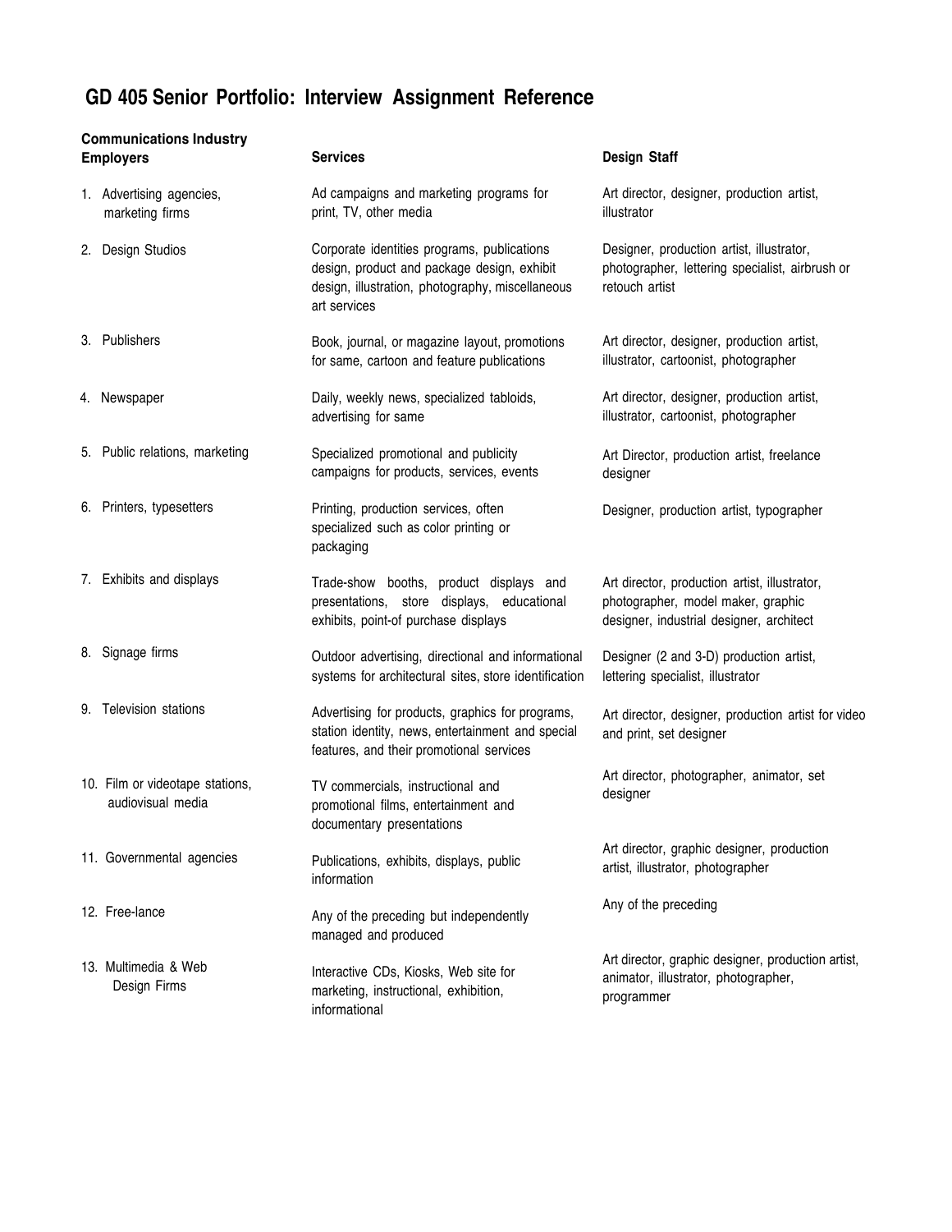# GD 405 Senior Portfolio: Interview Assignment Reference

| Communications Industry Employers | Services | Design Staff |
|---|---|---|
| 1. Advertising agencies, marketing firms | Ad campaigns and marketing programs for print, TV, other media | Art director, designer, production artist, illustrator |
| 2. Design Studios | Corporate identities programs, publications design, product and package design, exhibit design, illustration, photography, miscellaneous art services | Designer, production artist, illustrator, photographer, lettering specialist, airbrush or retouch artist |
| 3. Publishers | Book, journal, or magazine layout, promotions for same, cartoon and feature publications | Art director, designer, production artist, illustrator, cartoonist, photographer |
| 4. Newspaper | Daily, weekly news, specialized tabloids, advertising for same | Art director, designer, production artist, illustrator, cartoonist, photographer |
| 5. Public relations, marketing | Specialized promotional and publicity campaigns for products, services, events | Art Director, production artist, freelance designer |
| 6. Printers, typesetters | Printing, production services, often specialized such as color printing or packaging | Designer, production artist, typographer |
| 7. Exhibits and displays | Trade-show booths, product displays and presentations, store displays, educational exhibits, point-of purchase displays | Art director, production artist, illustrator, photographer, model maker, graphic designer, industrial designer, architect |
| 8. Signage firms | Outdoor advertising, directional and informational systems for architectural sites, store identification | Designer (2 and 3-D) production artist, lettering specialist, illustrator |
| 9. Television stations | Advertising for products, graphics for programs, station identity, news, entertainment and special features, and their promotional services | Art director, designer, production artist for video and print, set designer |
| 10. Film or videotape stations, audiovisual media | TV commercials, instructional and promotional films, entertainment and documentary presentations | Art director, photographer, animator, set designer |
| 11. Governmental agencies | Publications, exhibits, displays, public information | Art director, graphic designer, production artist, illustrator, photographer |
| 12. Free-lance | Any of the preceding but independently managed and produced | Any of the preceding |
| 13. Multimedia & Web Design Firms | Interactive CDs, Kiosks, Web site for marketing, instructional, exhibition, informational | Art director, graphic designer, production artist, animator, illustrator, photographer, programmer |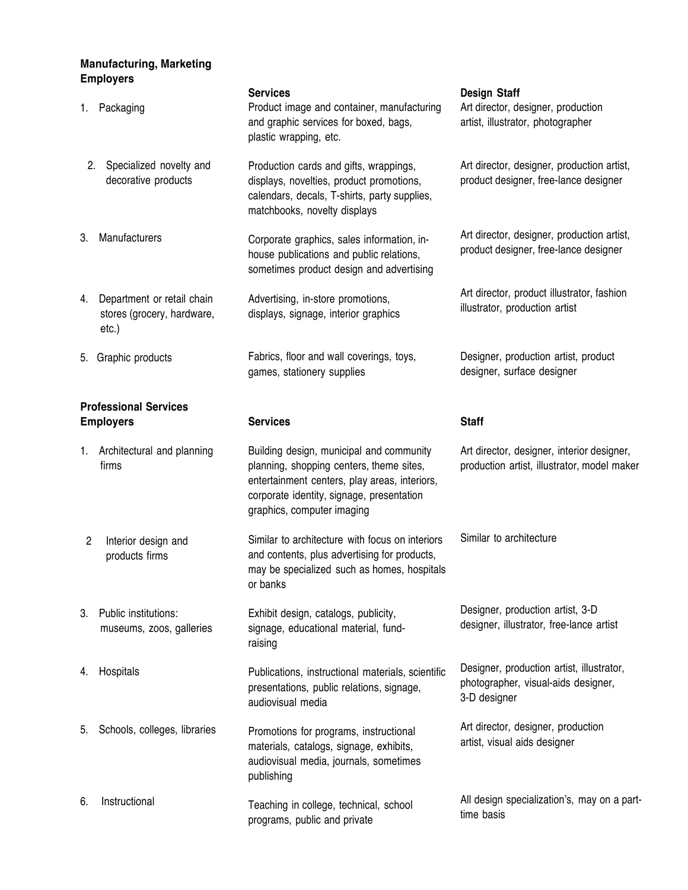| Manufacturing, Marketing Employers | Services | Design Staff |
| --- | --- | --- |
| 1. Packaging | Product image and container, manufacturing and graphic services for boxed, bags, plastic wrapping, etc. | Art director, designer, production artist, illustrator, photographer |
| 2. Specialized novelty and decorative products | Production cards and gifts, wrappings, displays, novelties, product promotions, calendars, decals, T-shirts, party supplies, matchbooks, novelty displays | Art director, designer, production artist, product designer, free-lance designer |
| 3. Manufacturers | Corporate graphics, sales information, in-house publications and public relations, sometimes product design and advertising | Art director, designer, production artist, product designer, free-lance designer |
| 4. Department or retail chain stores (grocery, hardware, etc.) | Advertising, in-store promotions, displays, signage, interior graphics | Art director, product illustrator, fashion illustrator, production artist |
| 5. Graphic products | Fabrics, floor and wall coverings, toys, games, stationery supplies | Designer, production artist, product designer, surface designer |

| Professional Services Employers | Services | Staff |
| --- | --- | --- |
| 1. Architectural and planning firms | Building design, municipal and community planning, shopping centers, theme sites, entertainment centers, play areas, interiors, corporate identity, signage, presentation graphics, computer imaging | Art director, designer, interior designer, production artist, illustrator, model maker |
| 2 Interior design and products firms | Similar to architecture with focus on interiors and contents, plus advertising for products, may be specialized such as homes, hospitals or banks | Similar to architecture |
| 3. Public institutions: museums, zoos, galleries | Exhibit design, catalogs, publicity, signage, educational material, fund-raising | Designer, production artist, 3-D designer, illustrator, free-lance artist |
| 4. Hospitals | Publications, instructional materials, scientific presentations, public relations, signage, audiovisual media | Designer, production artist, illustrator, photographer, visual-aids designer, 3-D designer |
| 5. Schools, colleges, libraries | Promotions for programs, instructional materials, catalogs, signage, exhibits, audiovisual media, journals, sometimes publishing | Art director, designer, production artist, visual aids designer |
| 6. Instructional | Teaching in college, technical, school programs, public and private | All design specialization's, may on a part-time basis |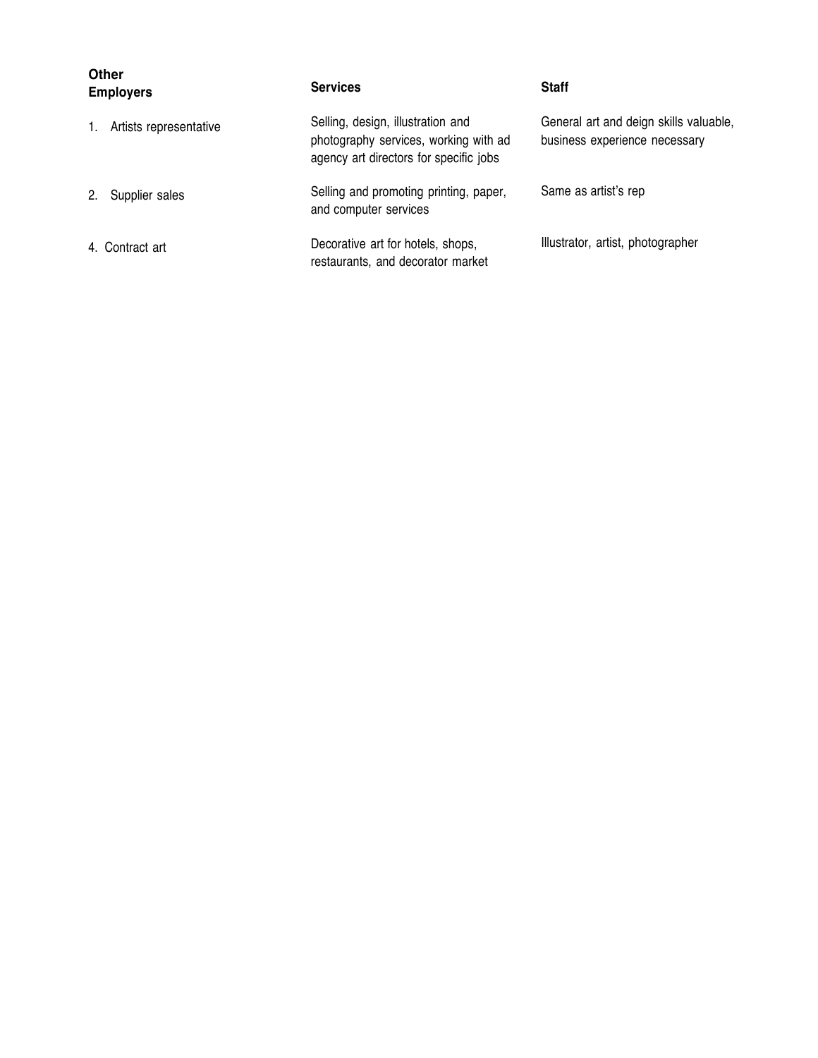| Other Employers | Services | Staff |
| --- | --- | --- |
| 1. Artists representative | Selling, design, illustration and photography services, working with ad agency art directors for specific jobs | General art and deign skills valuable, business experience necessary |
| 2. Supplier sales | Selling and promoting printing, paper, and computer services | Same as artist's rep |
| 4. Contract art | Decorative art for hotels, shops, restaurants, and decorator market | Illustrator, artist, photographer |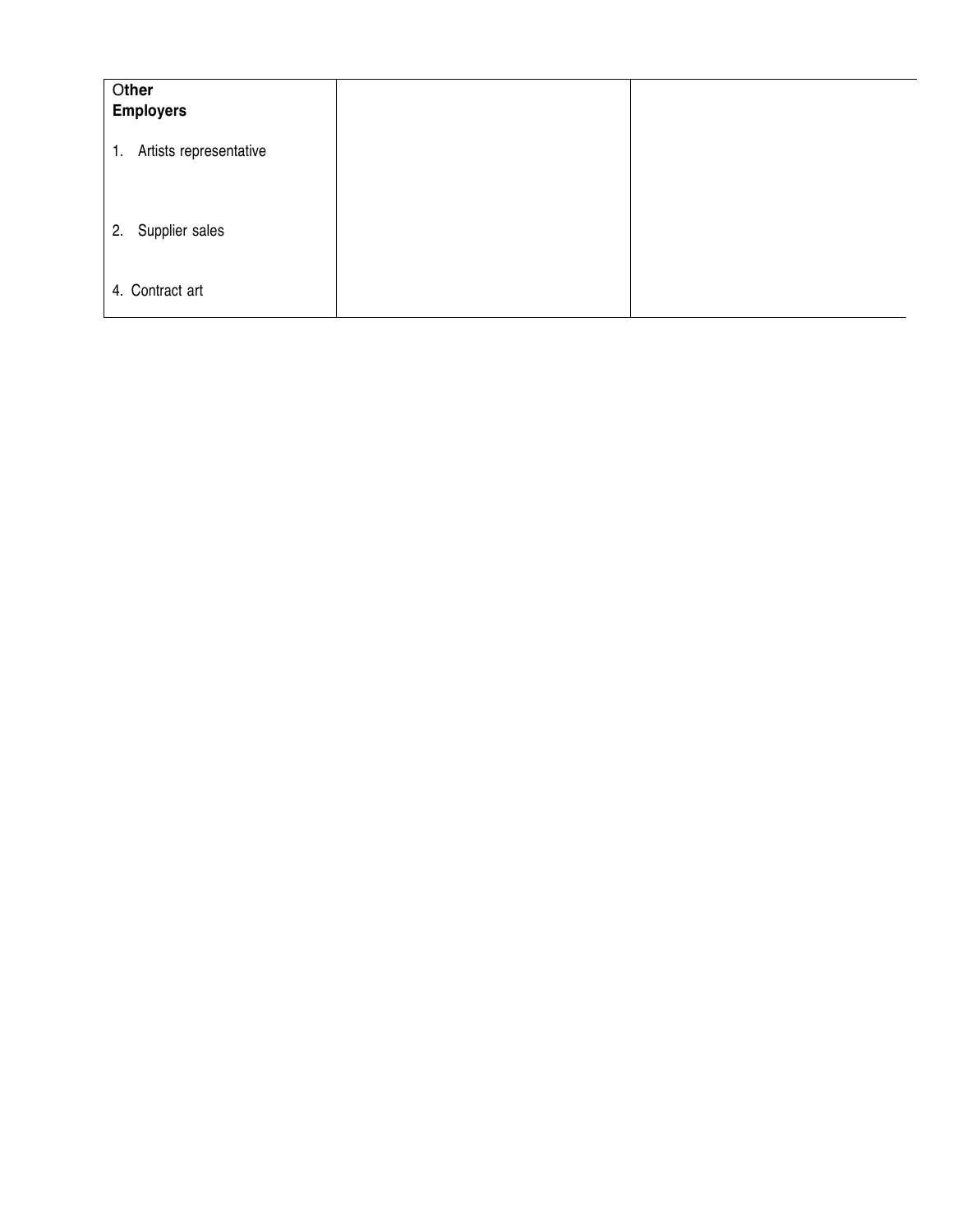| | | |
|---|---|---|
| **Other Employers**<br><br>1. Artists representative<br><br>2. Supplier sales<br><br>4. Contract art | | |